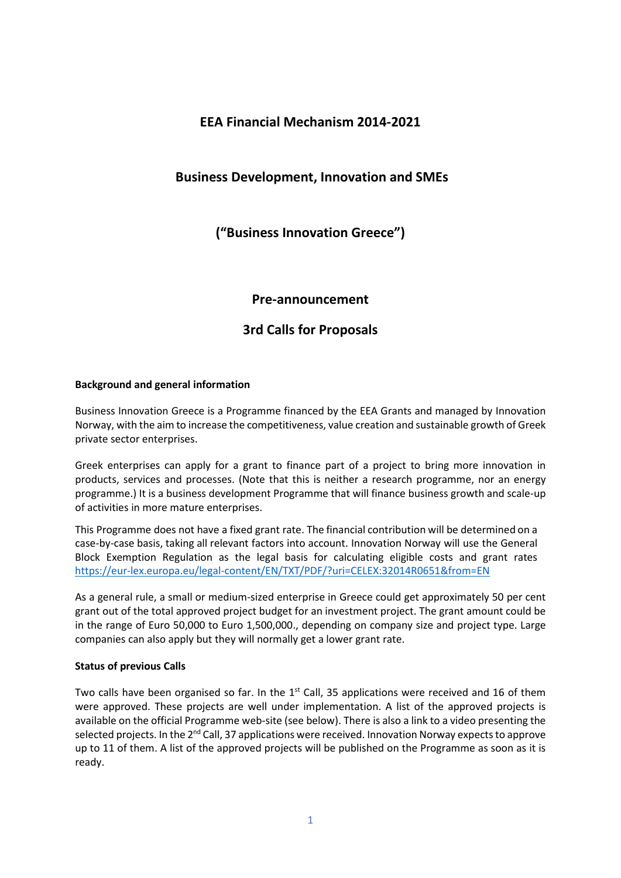# EEA Financial Mechanism 2014-2021

# Business Development, Innovation and SMEs

# ("Business Innovation Greece")

## Pre-announcement

## 3rd Calls for Proposals

**Background and general information**

Business Innovation Greece is a Programme financed by the EEA Grants and managed by Innovation Norway, with the aim to increase the competitiveness, value creation and sustainable growth of Greek private sector enterprises.

Greek enterprises can apply for a grant to finance part of a project to bring more innovation in products, services and processes. (Note that this is neither a research programme, nor an energy programme.) It is a business development Programme that will finance business growth and scale-up of activities in more mature enterprises.

This Programme does not have a fixed grant rate. The financial contribution will be determined on a case-by-case basis, taking all relevant factors into account. Innovation Norway will use the General Block Exemption Regulation as the legal basis for calculating eligible costs and grant rates https://eur-lex.europa.eu/legal-content/EN/TXT/PDF/?uri=CELEX:32014R0651&from=EN

As a general rule, a small or medium-sized enterprise in Greece could get approximately 50 per cent grant out of the total approved project budget for an investment project. The grant amount could be in the range of Euro 50,000 to Euro 1,500,000., depending on company size and project type. Large companies can also apply but they will normally get a lower grant rate.

**Status of previous Calls**

Two calls have been organised so far. In the 1st Call, 35 applications were received and 16 of them were approved. These projects are well under implementation. A list of the approved projects is available on the official Programme web-site (see below). There is also a link to a video presenting the selected projects. In the 2nd Call, 37 applications were received. Innovation Norway expects to approve up to 11 of them. A list of the approved projects will be published on the Programme as soon as it is ready.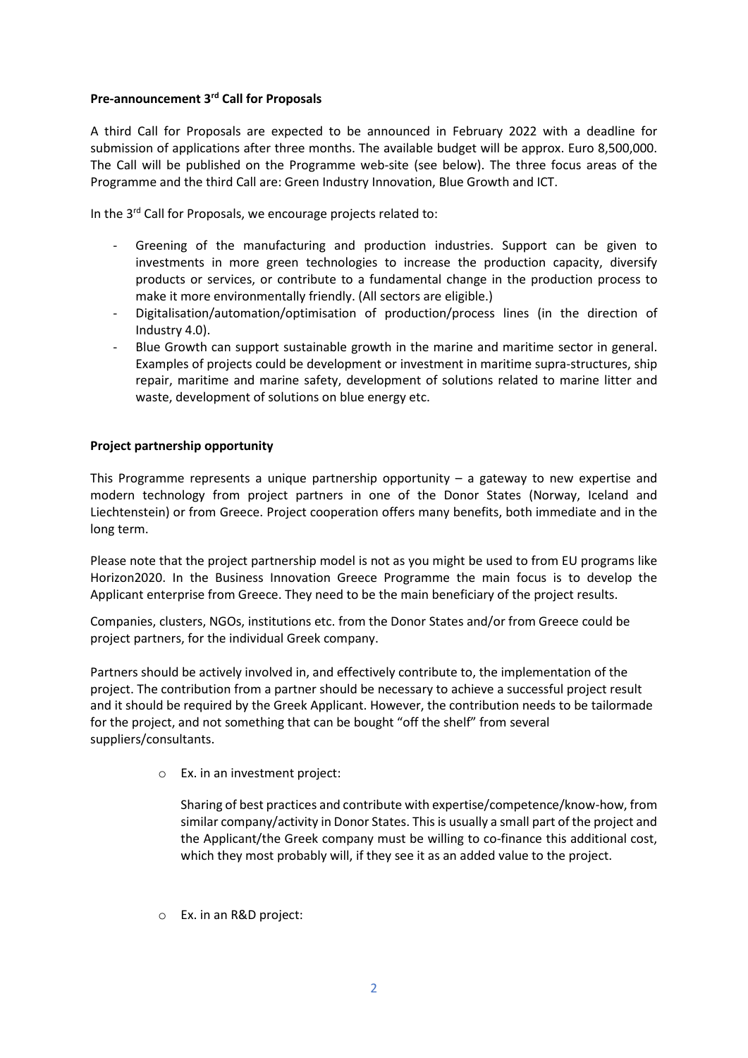**Pre-announcement 3rd Call for Proposals**

A third Call for Proposals are expected to be announced in February 2022 with a deadline for submission of applications after three months. The available budget will be approx. Euro 8,500,000. The Call will be published on the Programme web-site (see below). The three focus areas of the Programme and the third Call are: Green Industry Innovation, Blue Growth and ICT.

In the 3rd Call for Proposals, we encourage projects related to:

- Greening of the manufacturing and production industries. Support can be given to investments in more green technologies to increase the production capacity, diversify products or services, or contribute to a fundamental change in the production process to make it more environmentally friendly. (All sectors are eligible.)
- Digitalisation/automation/optimisation of production/process lines (in the direction of Industry 4.0).
- Blue Growth can support sustainable growth in the marine and maritime sector in general. Examples of projects could be development or investment in maritime supra-structures, ship repair, maritime and marine safety, development of solutions related to marine litter and waste, development of solutions on blue energy etc.

**Project partnership opportunity**

This Programme represents a unique partnership opportunity – a gateway to new expertise and modern technology from project partners in one of the Donor States (Norway, Iceland and Liechtenstein) or from Greece. Project cooperation offers many benefits, both immediate and in the long term.

Please note that the project partnership model is not as you might be used to from EU programs like Horizon2020. In the Business Innovation Greece Programme the main focus is to develop the Applicant enterprise from Greece. They need to be the main beneficiary of the project results.

Companies, clusters, NGOs, institutions etc. from the Donor States and/or from Greece could be project partners, for the individual Greek company.

Partners should be actively involved in, and effectively contribute to, the implementation of the project. The contribution from a partner should be necessary to achieve a successful project result and it should be required by the Greek Applicant. However, the contribution needs to be tailormade for the project, and not something that can be bought "off the shelf" from several suppliers/consultants.

- Ex. in an investment project:

  Sharing of best practices and contribute with expertise/competence/know-how, from similar company/activity in Donor States. This is usually a small part of the project and the Applicant/the Greek company must be willing to co-finance this additional cost, which they most probably will, if they see it as an added value to the project.

- Ex. in an R&D project: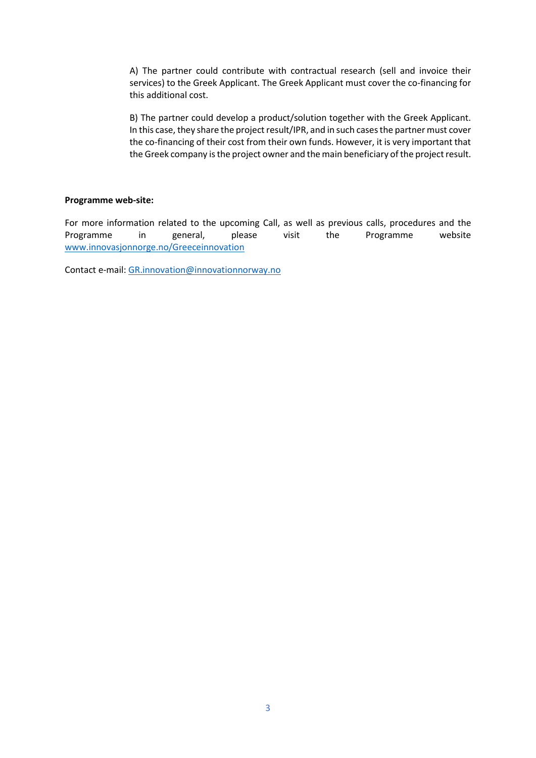A) The partner could contribute with contractual research (sell and invoice their services) to the Greek Applicant. The Greek Applicant must cover the co-financing for this additional cost.

B) The partner could develop a product/solution together with the Greek Applicant. In this case, they share the project result/IPR, and in such cases the partner must cover the co-financing of their cost from their own funds. However, it is very important that the Greek company is the project owner and the main beneficiary of the project result.

**Programme web-site:**

For more information related to the upcoming Call, as well as previous calls, procedures and the Programme in general, please visit the Programme website [www.innovasjonnorge.no/Greeceinnovation](http://www.innovasjonnorge.no/Greeceinnovation)

Contact e-mail: [GR.innovation@innovationnorway.no](mailto:GR.innovation@innovationnorway.no)